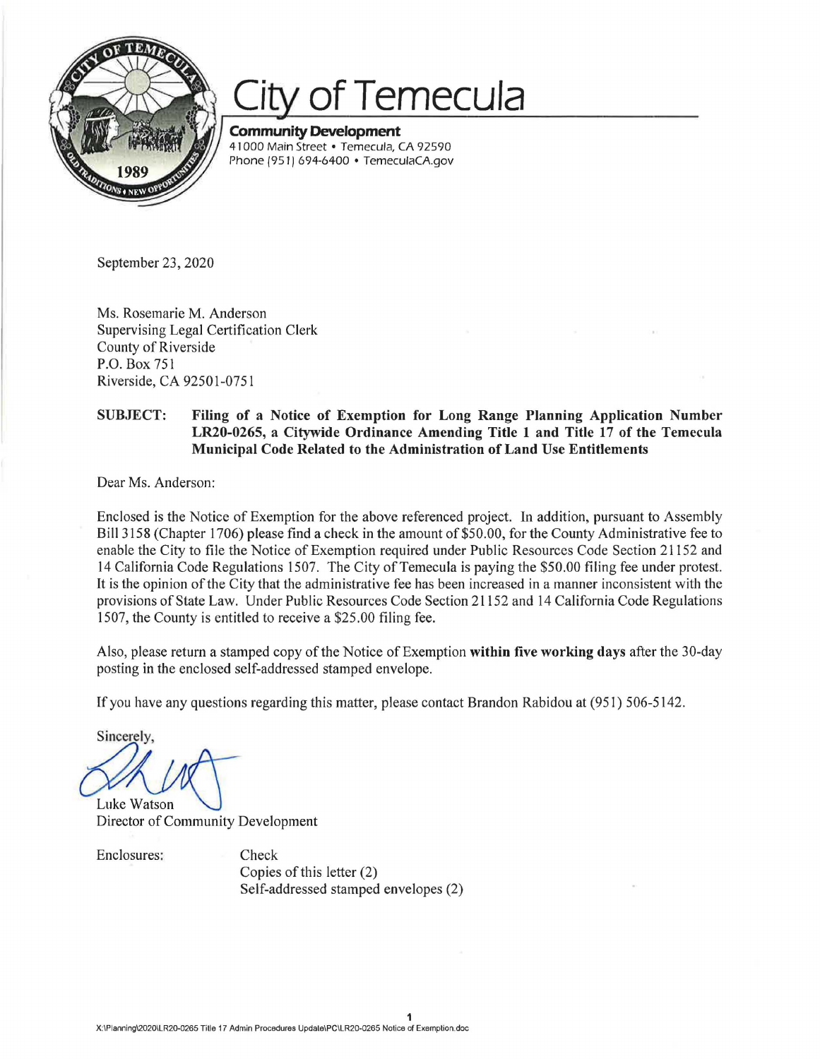# City of Temecula

**Community Development**
41000 Main Street • Temecula, CA 92590
Phone (951) 694-6400 • TemeculaCA.gov

September 23, 2020

Ms. Rosemarie M. Anderson
Supervising Legal Certification Clerk
County of Riverside
P.O. Box 751
Riverside, CA 92501-0751

**SUBJECT: Filing of a Notice of Exemption for Long Range Planning Application Number LR20-0265, a Citywide Ordinance Amending Title 1 and Title 17 of the Temecula Municipal Code Related to the Administration of Land Use Entitlements**

Dear Ms. Anderson:

Enclosed is the Notice of Exemption for the above referenced project. In addition, pursuant to Assembly Bill 3158 (Chapter 1706) please find a check in the amount of $50.00, for the County Administrative fee to enable the City to file the Notice of Exemption required under Public Resources Code Section 21152 and 14 California Code Regulations 1507. The City of Temecula is paying the $50.00 filing fee under protest. It is the opinion of the City that the administrative fee has been increased in a manner inconsistent with the provisions of State Law. Under Public Resources Code Section 21152 and 14 California Code Regulations 1507, the County is entitled to receive a $25.00 filing fee.

Also, please return a stamped copy of the Notice of Exemption **within five working days** after the 30-day posting in the enclosed self-addressed stamped envelope.

If you have any questions regarding this matter, please contact Brandon Rabidou at (951) 506-5142.

Sincerely,

Luke Watson
Director of Community Development

Enclosures:
- Check
- Copies of this letter (2)
- Self-addressed stamped envelopes (2)

X:\Planning\2020\LR20-0265 Title 17 Admin Procedures Update\PC\LR20-0265 Notice of Exemption.doc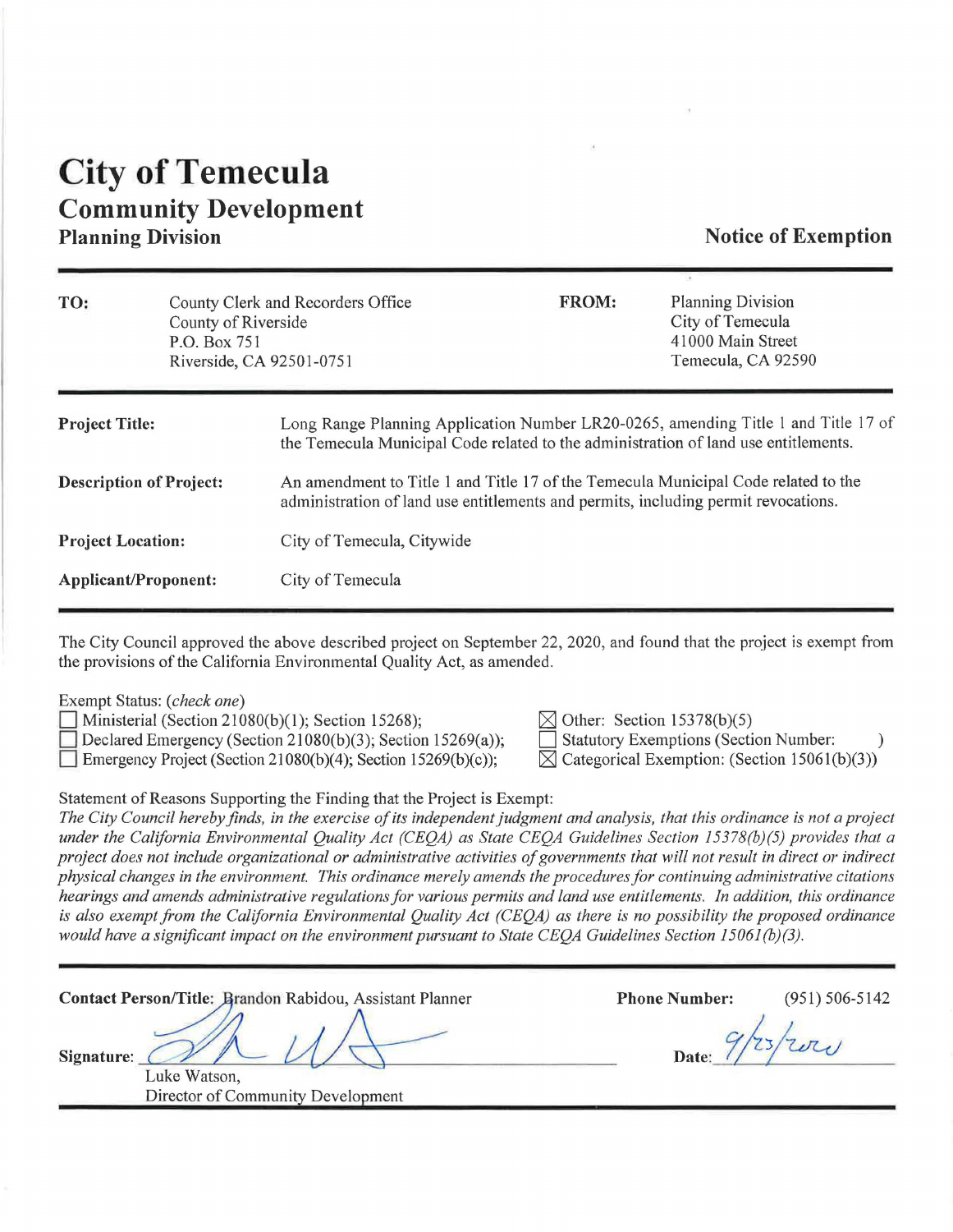# City of Temecula
## Community Development
### Planning Division

**Notice of Exemption**

| | | | |
|---|---|---|---|
| **TO:** | County Clerk and Recorders Office<br>County of Riverside<br>P.O. Box 751<br>Riverside, CA 92501-0751 | **FROM:** | Planning Division<br>City of Temecula<br>41000 Main Street<br>Temecula, CA 92590 |

| | |
|---|---|
| **Project Title:** | Long Range Planning Application Number LR20-0265, amending Title 1 and Title 17 of the Temecula Municipal Code related to the administration of land use entitlements. |
| **Description of Project:** | An amendment to Title 1 and Title 17 of the Temecula Municipal Code related to the administration of land use entitlements and permits, including permit revocations. |
| **Project Location:** | City of Temecula, Citywide |
| **Applicant/Proponent:** | City of Temecula |

The City Council approved the above described project on September 22, 2020, and found that the project is exempt from the provisions of the California Environmental Quality Act, as amended.

Exempt Status: *(check one)*

- ☐ Ministerial (Section 21080(b)(1); Section 15268);
- ☐ Declared Emergency (Section 21080(b)(3); Section 15269(a));
- ☐ Emergency Project (Section 21080(b)(4); Section 15269(b)(c));
- ☒ Other: Section 15378(b)(5)
- ☐ Statutory Exemptions (Section Number: )
- ☒ Categorical Exemption: (Section 15061(b)(3))

Statement of Reasons Supporting the Finding that the Project is Exempt:

*The City Council hereby finds, in the exercise of its independent judgment and analysis, that this ordinance is not a project under the California Environmental Quality Act (CEQA) as State CEQA Guidelines Section 15378(b)(5) provides that a project does not include organizational or administrative activities of governments that will not result in direct or indirect physical changes in the environment. This ordinance merely amends the procedures for continuing administrative citations hearings and amends administrative regulations for various permits and land use entitlements. In addition, this ordinance is also exempt from the California Environmental Quality Act (CEQA) as there is no possibility the proposed ordinance would have a significant impact on the environment pursuant to State CEQA Guidelines Section 15061(b)(3).*

**Contact Person/Title:** Brandon Rabidou, Assistant Planner

**Phone Number:** (951) 506-5142

**Signature:** ______________________
Luke Watson,
Director of Community Development

**Date:** 9/23/2020